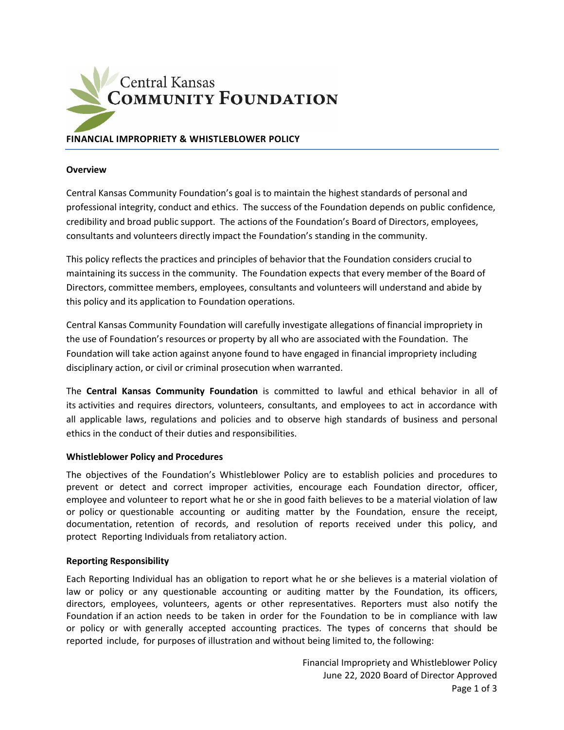# Central Kansas Community Foundation

## FINANCIAL IMPROPRIETY & WHISTLEBLOWER POLICY

### Overview

Central Kansas Community Foundation's goal is to maintain the highest standards of personal and professional integrity, conduct and ethics. The success of the Foundation depends on public confidence, credibility and broad public support. The actions of the Foundation's Board of Directors, employees, consultants and volunteers directly impact the Foundation's standing in the community.

This policy reflects the practices and principles of behavior that the Foundation considers crucial to maintaining its success in the community. The Foundation expects that every member of the Board of Directors, committee members, employees, consultants and volunteers will understand and abide by this policy and its application to Foundation operations.

Central Kansas Community Foundation will carefully investigate allegations of financial impropriety in the use of Foundation's resources or property by all who are associated with the Foundation. The Foundation will take action against anyone found to have engaged in financial impropriety including disciplinary action, or civil or criminal prosecution when warranted.

The **Central Kansas Community Foundation** is committed to lawful and ethical behavior in all of its activities and requires directors, volunteers, consultants, and employees to act in accordance with all applicable laws, regulations and policies and to observe high standards of business and personal ethics in the conduct of their duties and responsibilities.

### Whistleblower Policy and Procedures

The objectives of the Foundation's Whistleblower Policy are to establish policies and procedures to prevent or detect and correct improper activities, encourage each Foundation director, officer, employee and volunteer to report what he or she in good faith believes to be a material violation of law or policy or questionable accounting or auditing matter by the Foundation, ensure the receipt, documentation, retention of records, and resolution of reports received under this policy, and protect Reporting Individuals from retaliatory action.

### Reporting Responsibility

Each Reporting Individual has an obligation to report what he or she believes is a material violation of law or policy or any questionable accounting or auditing matter by the Foundation, its officers, directors, employees, volunteers, agents or other representatives. Reporters must also notify the Foundation if an action needs to be taken in order for the Foundation to be in compliance with law or policy or with generally accepted accounting practices. The types of concerns that should be reported include, for purposes of illustration and without being limited to, the following: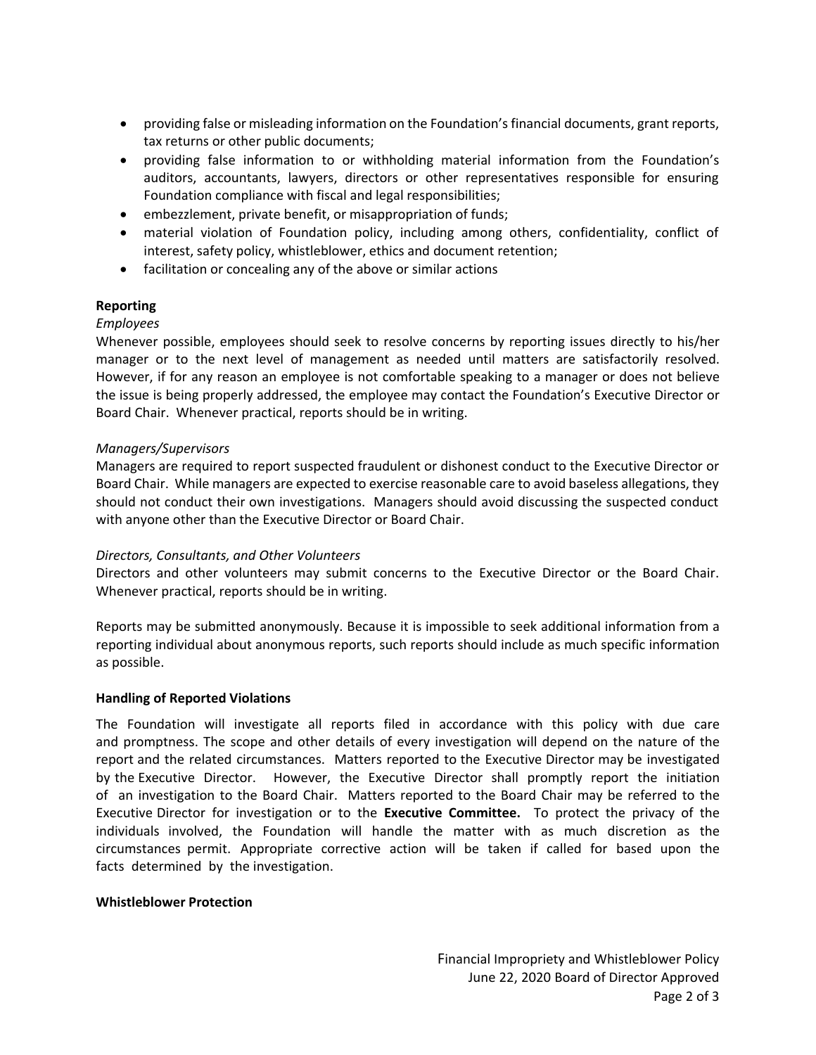- providing false or misleading information on the Foundation's financial documents, grant reports, tax returns or other public documents;
- providing false information to or withholding material information from the Foundation's auditors, accountants, lawyers, directors or other representatives responsible for ensuring Foundation compliance with fiscal and legal responsibilities;
- embezzlement, private benefit, or misappropriation of funds;
- material violation of Foundation policy, including among others, confidentiality, conflict of interest, safety policy, whistleblower, ethics and document retention;
- facilitation or concealing any of the above or similar actions

**Reporting**

*Employees*

Whenever possible, employees should seek to resolve concerns by reporting issues directly to his/her manager or to the next level of management as needed until matters are satisfactorily resolved. However, if for any reason an employee is not comfortable speaking to a manager or does not believe the issue is being properly addressed, the employee may contact the Foundation's Executive Director or Board Chair. Whenever practical, reports should be in writing.

*Managers/Supervisors*

Managers are required to report suspected fraudulent or dishonest conduct to the Executive Director or Board Chair. While managers are expected to exercise reasonable care to avoid baseless allegations, they should not conduct their own investigations. Managers should avoid discussing the suspected conduct with anyone other than the Executive Director or Board Chair.

*Directors, Consultants, and Other Volunteers*

Directors and other volunteers may submit concerns to the Executive Director or the Board Chair. Whenever practical, reports should be in writing.

Reports may be submitted anonymously. Because it is impossible to seek additional information from a reporting individual about anonymous reports, such reports should include as much specific information as possible.

**Handling of Reported Violations**

The Foundation will investigate all reports filed in accordance with this policy with due care and promptness. The scope and other details of every investigation will depend on the nature of the report and the related circumstances. Matters reported to the Executive Director may be investigated by the Executive Director. However, the Executive Director shall promptly report the initiation of an investigation to the Board Chair. Matters reported to the Board Chair may be referred to the Executive Director for investigation or to the **Executive Committee.** To protect the privacy of the individuals involved, the Foundation will handle the matter with as much discretion as the circumstances permit. Appropriate corrective action will be taken if called for based upon the facts determined by the investigation.

**Whistleblower Protection**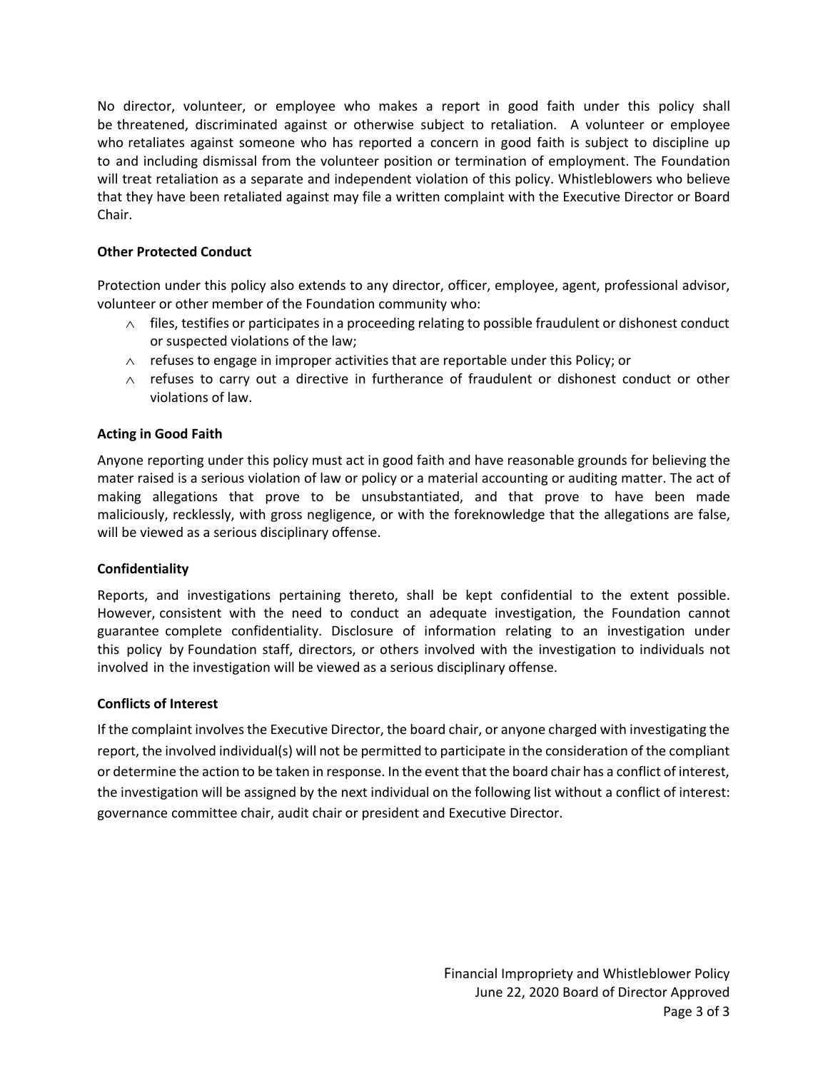No director, volunteer, or employee who makes a report in good faith under this policy shall be threatened, discriminated against or otherwise subject to retaliation. A volunteer or employee who retaliates against someone who has reported a concern in good faith is subject to discipline up to and including dismissal from the volunteer position or termination of employment. The Foundation will treat retaliation as a separate and independent violation of this policy. Whistleblowers who believe that they have been retaliated against may file a written complaint with the Executive Director or Board Chair.

**Other Protected Conduct**

Protection under this policy also extends to any director, officer, employee, agent, professional advisor, volunteer or other member of the Foundation community who:

- files, testifies or participates in a proceeding relating to possible fraudulent or dishonest conduct or suspected violations of the law;
- refuses to engage in improper activities that are reportable under this Policy; or
- refuses to carry out a directive in furtherance of fraudulent or dishonest conduct or other violations of law.

**Acting in Good Faith**

Anyone reporting under this policy must act in good faith and have reasonable grounds for believing the mater raised is a serious violation of law or policy or a material accounting or auditing matter. The act of making allegations that prove to be unsubstantiated, and that prove to have been made maliciously, recklessly, with gross negligence, or with the foreknowledge that the allegations are false, will be viewed as a serious disciplinary offense.

**Confidentiality**

Reports, and investigations pertaining thereto, shall be kept confidential to the extent possible. However, consistent with the need to conduct an adequate investigation, the Foundation cannot guarantee complete confidentiality. Disclosure of information relating to an investigation under this policy by Foundation staff, directors, or others involved with the investigation to individuals not involved in the investigation will be viewed as a serious disciplinary offense.

**Conflicts of Interest**

If the complaint involves the Executive Director, the board chair, or anyone charged with investigating the report, the involved individual(s) will not be permitted to participate in the consideration of the compliant or determine the action to be taken in response. In the event that the board chair has a conflict of interest, the investigation will be assigned by the next individual on the following list without a conflict of interest: governance committee chair, audit chair or president and Executive Director.

Financial Impropriety and Whistleblower Policy
June 22, 2020 Board of Director Approved